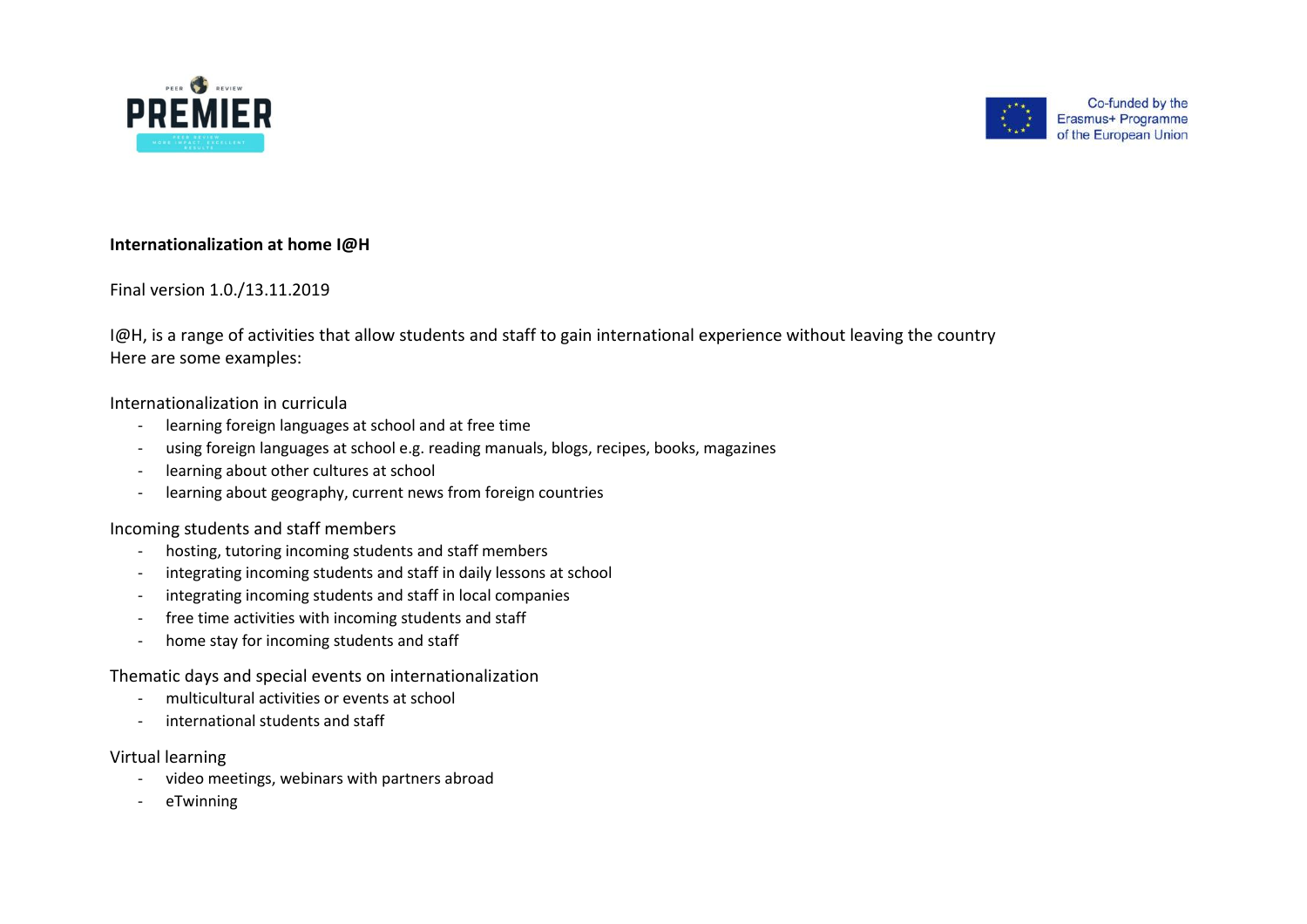**Internationalization at home I@H**

Final version 1.0./13.11.2019

I@H, is a range of activities that allow students and staff to gain international experience without leaving the country
Here are some examples:

Internationalization in curricula

- learning foreign languages at school and at free time
- using foreign languages at school e.g. reading manuals, blogs, recipes, books, magazines
- learning about other cultures at school
- learning about geography, current news from foreign countries

Incoming students and staff members

- hosting, tutoring incoming students and staff members
- integrating incoming students and staff in daily lessons at school
- integrating incoming students and staff in local companies
- free time activities with incoming students and staff
- home stay for incoming students and staff

Thematic days and special events on internationalization

- multicultural activities or events at school
- international students and staff

Virtual learning

- video meetings, webinars with partners abroad
- eTwinning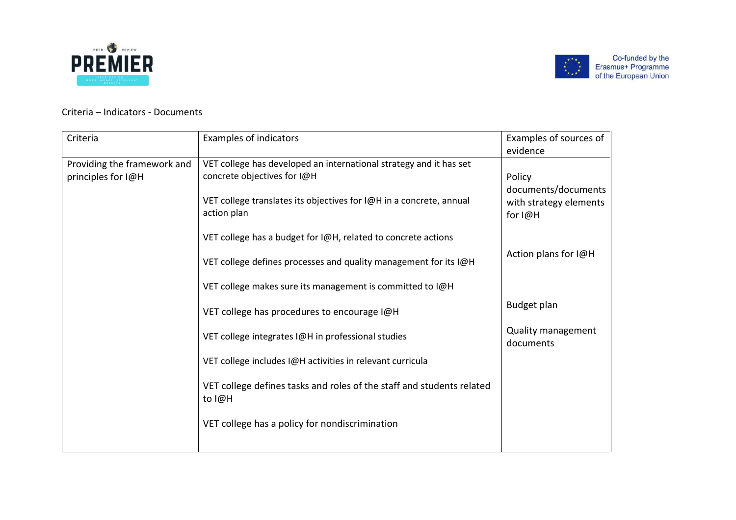Criteria – Indicators - Documents

| Criteria | Examples of indicators | Examples of sources of evidence |
|---|---|---|
| Providing the framework and principles for I@H | VET college has developed an international strategy and it has set concrete objectives for I@H<br><br>VET college translates its objectives for I@H in a concrete, annual action plan<br><br>VET college has a budget for I@H, related to concrete actions<br><br>VET college defines processes and quality management for its I@H<br><br>VET college makes sure its management is committed to I@H<br><br>VET college has procedures to encourage I@H<br><br>VET college integrates I@H in professional studies<br><br>VET college includes I@H activities in relevant curricula<br><br>VET college defines tasks and roles of the staff and students related to I@H<br><br>VET college has a policy for nondiscrimination | Policy documents/documents with strategy elements for I@H<br><br>Action plans for I@H<br><br>Budget plan<br><br>Quality management documents |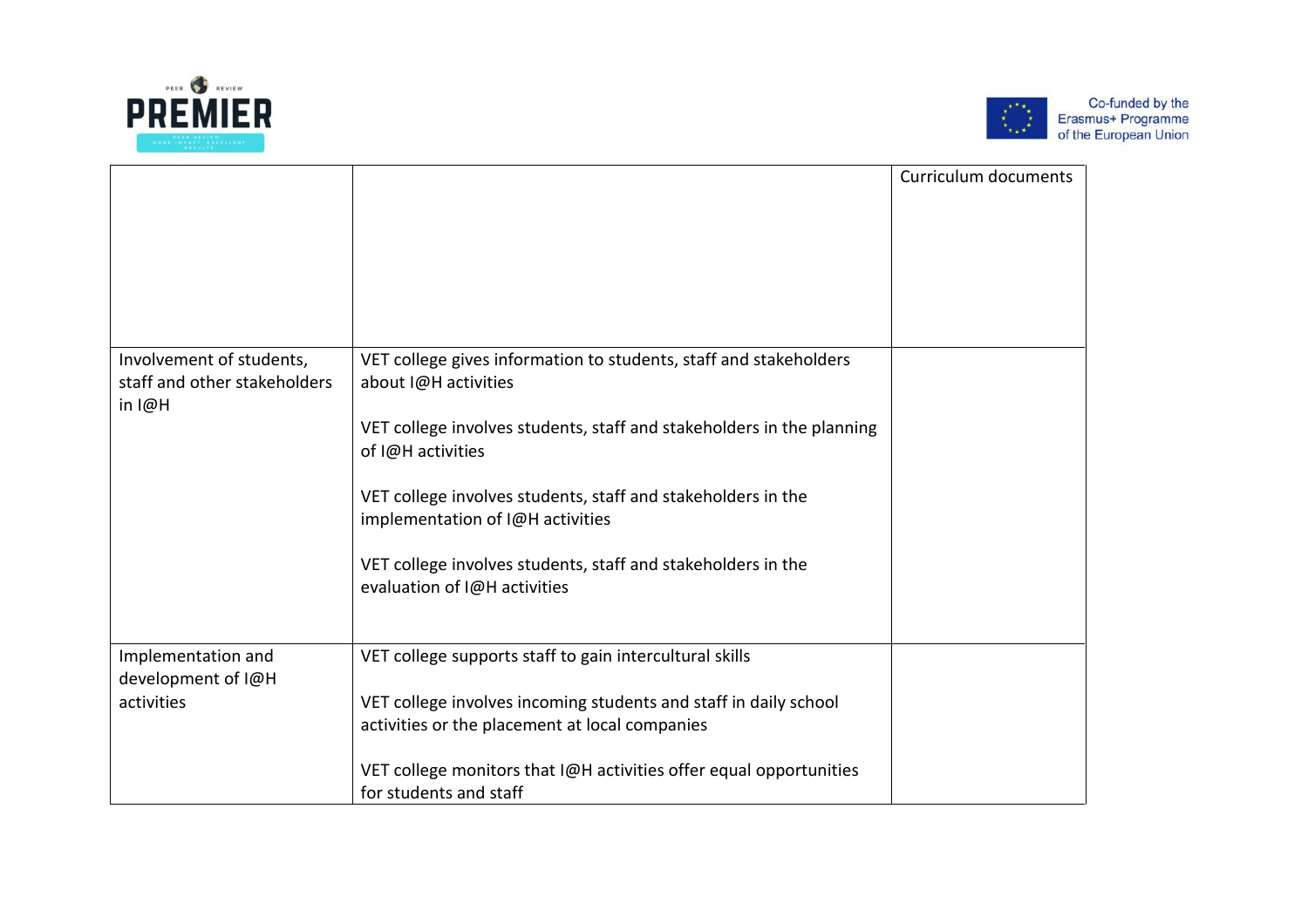| | | |
|---|---|---|
| | | Curriculum documents |
| Involvement of students, staff and other stakeholders in I@H | VET college gives information to students, staff and stakeholders about I@H activities<br><br>VET college involves students, staff and stakeholders in the planning of I@H activities<br><br>VET college involves students, staff and stakeholders in the implementation of I@H activities<br><br>VET college involves students, staff and stakeholders in the evaluation of I@H activities | |
| Implementation and development of I@H activities | VET college supports staff to gain intercultural skills<br><br>VET college involves incoming students and staff in daily school activities or the placement at local companies<br><br>VET college monitors that I@H activities offer equal opportunities for students and staff | |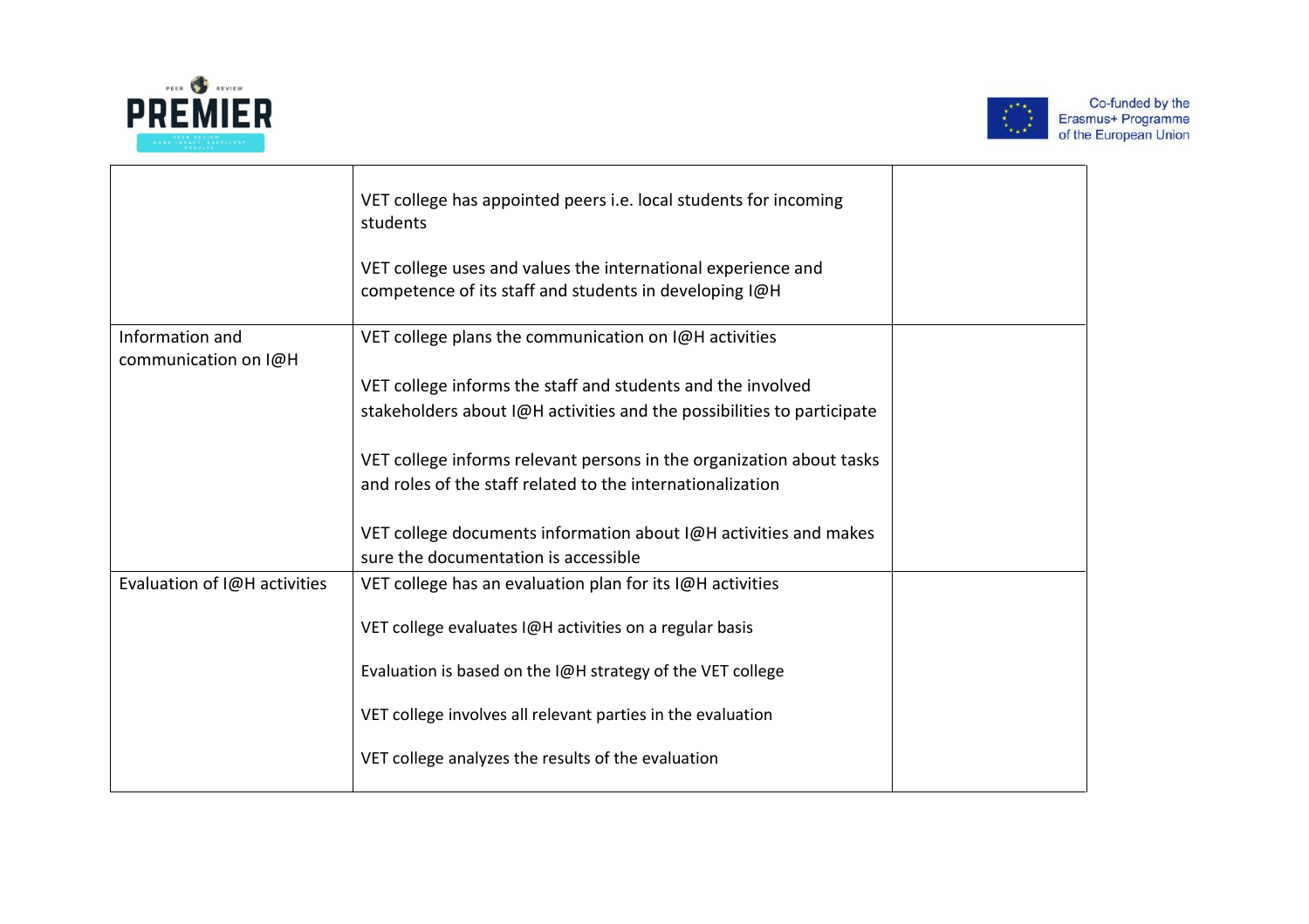| | | |
|---|---|---|
| | VET college has appointed peers i.e. local students for incoming students<br><br>VET college uses and values the international experience and competence of its staff and students in developing I@H | |
| Information and communication on I@H | VET college plans the communication on I@H activities<br><br>VET college informs the staff and students and the involved stakeholders about I@H activities and the possibilities to participate<br><br>VET college informs relevant persons in the organization about tasks and roles of the staff related to the internationalization<br><br>VET college documents information about I@H activities and makes sure the documentation is accessible | |
| Evaluation of I@H activities | VET college has an evaluation plan for its I@H activities<br><br>VET college evaluates I@H activities on a regular basis<br><br>Evaluation is based on the I@H strategy of the VET college<br><br>VET college involves all relevant parties in the evaluation<br><br>VET college analyzes the results of the evaluation | |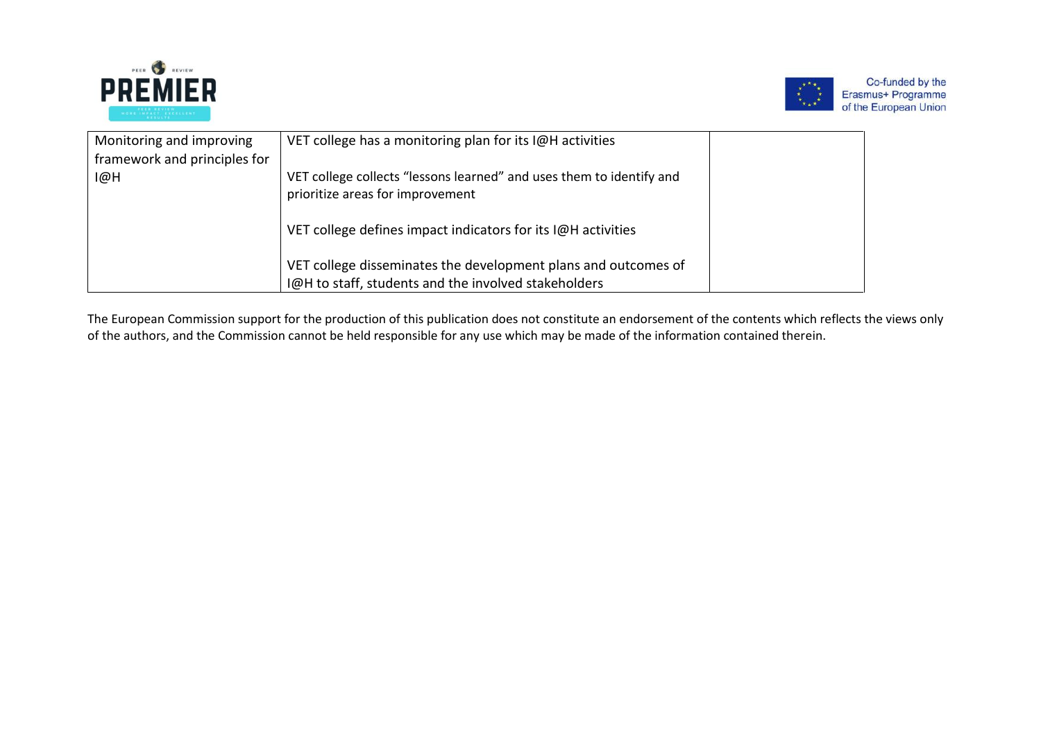| | | |
|---|---|---|
| Monitoring and improving framework and principles for I@H | VET college has a monitoring plan for its I@H activities<br><br>VET college collects “lessons learned” and uses them to identify and prioritize areas for improvement<br><br>VET college defines impact indicators for its I@H activities<br><br>VET college disseminates the development plans and outcomes of I@H to staff, students and the involved stakeholders | |

The European Commission support for the production of this publication does not constitute an endorsement of the contents which reflects the views only of the authors, and the Commission cannot be held responsible for any use which may be made of the information contained therein.